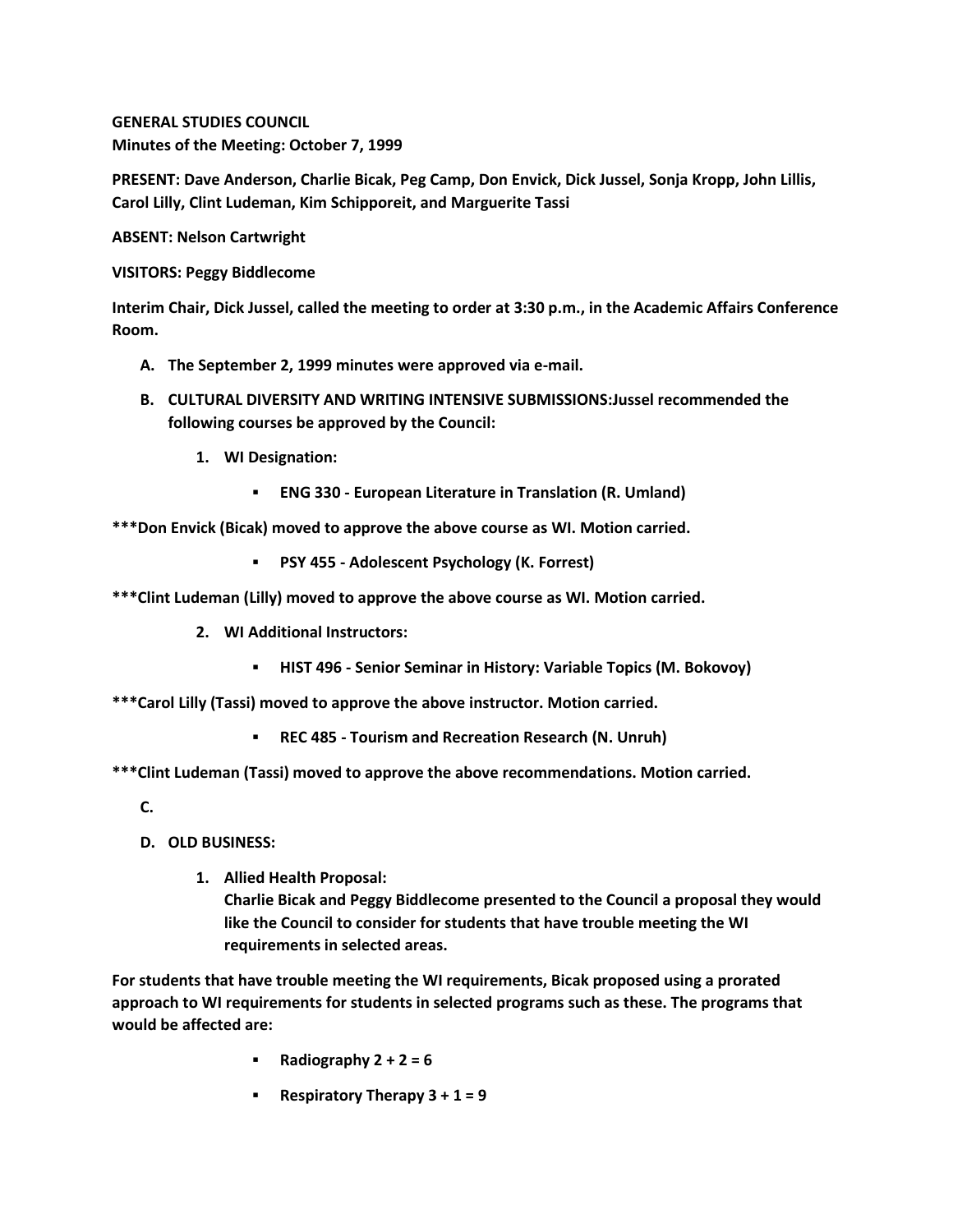**GENERAL STUDIES COUNCIL**
**Minutes of the Meeting: October 7, 1999**

**PRESENT: Dave Anderson, Charlie Bicak, Peg Camp, Don Envick, Dick Jussel, Sonja Kropp, John Lillis, Carol Lilly, Clint Ludeman, Kim Schipporeit, and Marguerite Tassi**

**ABSENT: Nelson Cartwright**

**VISITORS: Peggy Biddlecome**

**Interim Chair, Dick Jussel, called the meeting to order at 3:30 p.m., in the Academic Affairs Conference Room.**

A. **The September 2, 1999 minutes were approved via e-mail.**

B. **CULTURAL DIVERSITY AND WRITING INTENSIVE SUBMISSIONS:Jussel recommended the following courses be approved by the Council:**

   1. **WI Designation:**

      - **ENG 330 - European Literature in Translation (R. Umland)**

**\*\*\*Don Envick (Bicak) moved to approve the above course as WI. Motion carried.**

      - **PSY 455 - Adolescent Psychology (K. Forrest)**

**\*\*\*Clint Ludeman (Lilly) moved to approve the above course as WI. Motion carried.**

   2. **WI Additional Instructors:**

      - **HIST 496 - Senior Seminar in History: Variable Topics (M. Bokovoy)**

**\*\*\*Carol Lilly (Tassi) moved to approve the above instructor. Motion carried.**

      - **REC 485 - Tourism and Recreation Research (N. Unruh)**

**\*\*\*Clint Ludeman (Tassi) moved to approve the above recommendations. Motion carried.**

C.

D. **OLD BUSINESS:**

   1. **Allied Health Proposal:**
      **Charlie Bicak and Peggy Biddlecome presented to the Council a proposal they would like the Council to consider for students that have trouble meeting the WI requirements in selected areas.**

**For students that have trouble meeting the WI requirements, Bicak proposed using a prorated approach to WI requirements for students in selected programs such as these. The programs that would be affected are:**

- **Radiography 2 + 2 = 6**
- **Respiratory Therapy 3 + 1 = 9**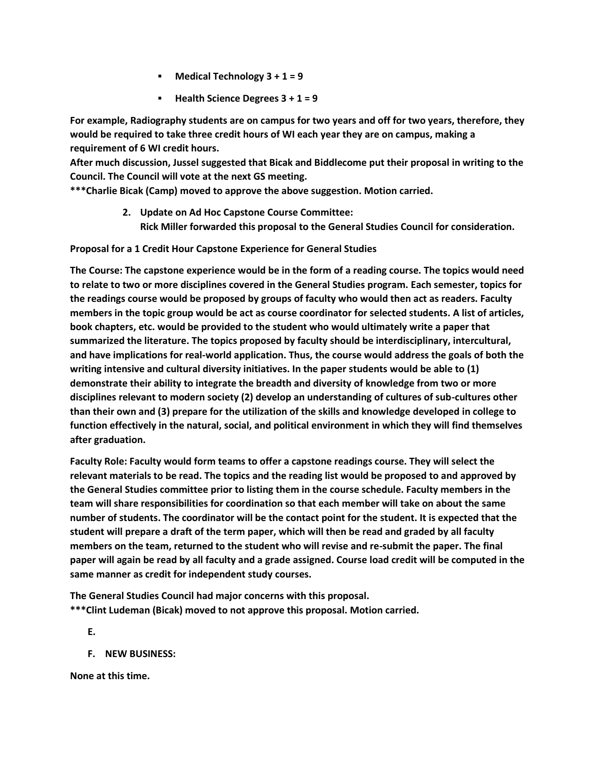- **Medical Technology 3 + 1 = 9**
- **Health Science Degrees 3 + 1 = 9**

**For example, Radiography students are on campus for two years and off for two years, therefore, they would be required to take three credit hours of WI each year they are on campus, making a requirement of 6 WI credit hours.**

**After much discussion, Jussel suggested that Bicak and Biddlecome put their proposal in writing to the Council. The Council will vote at the next GS meeting.**

**\*\*\*Charlie Bicak (Camp) moved to approve the above suggestion. Motion carried.**

2. **Update on Ad Hoc Capstone Course Committee:**
   **Rick Miller forwarded this proposal to the General Studies Council for consideration.**

**Proposal for a 1 Credit Hour Capstone Experience for General Studies**

**The Course: The capstone experience would be in the form of a reading course. The topics would need to relate to two or more disciplines covered in the General Studies program. Each semester, topics for the readings course would be proposed by groups of faculty who would then act as readers. Faculty members in the topic group would be act as course coordinator for selected students. A list of articles, book chapters, etc. would be provided to the student who would ultimately write a paper that summarized the literature. The topics proposed by faculty should be interdisciplinary, intercultural, and have implications for real-world application. Thus, the course would address the goals of both the writing intensive and cultural diversity initiatives. In the paper students would be able to (1) demonstrate their ability to integrate the breadth and diversity of knowledge from two or more disciplines relevant to modern society (2) develop an understanding of cultures of sub-cultures other than their own and (3) prepare for the utilization of the skills and knowledge developed in college to function effectively in the natural, social, and political environment in which they will find themselves after graduation.**

**Faculty Role: Faculty would form teams to offer a capstone readings course. They will select the relevant materials to be read. The topics and the reading list would be proposed to and approved by the General Studies committee prior to listing them in the course schedule. Faculty members in the team will share responsibilities for coordination so that each member will take on about the same number of students. The coordinator will be the contact point for the student. It is expected that the student will prepare a draft of the term paper, which will then be read and graded by all faculty members on the team, returned to the student who will revise and re-submit the paper. The final paper will again be read by all faculty and a grade assigned. Course load credit will be computed in the same manner as credit for independent study courses.**

**The General Studies Council had major concerns with this proposal.**

**\*\*\*Clint Ludeman (Bicak) moved to not approve this proposal. Motion carried.**

**E.**

**F. NEW BUSINESS:**

**None at this time.**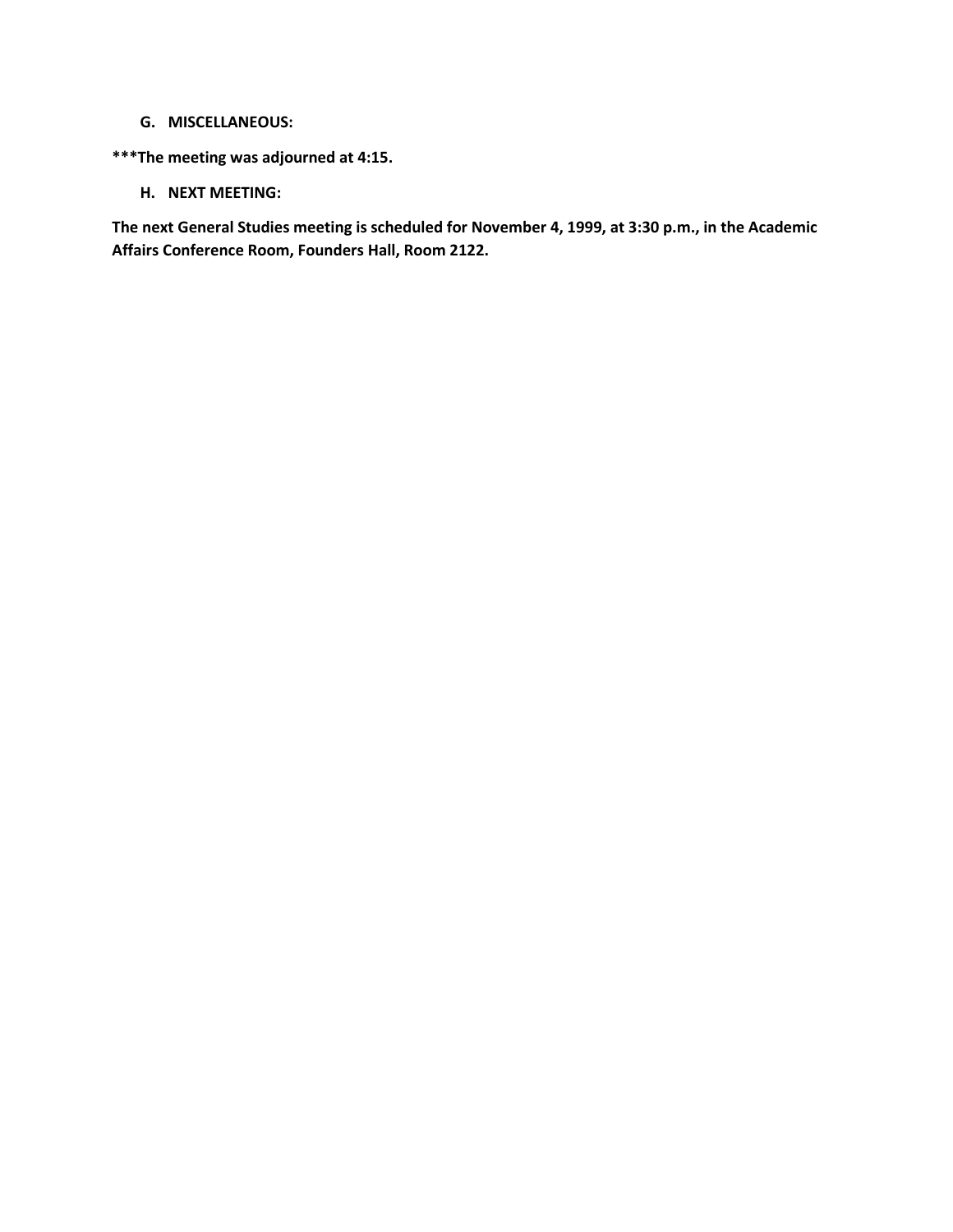**G. MISCELLANEOUS:**

*****The meeting was adjourned at 4:15.**

**H. NEXT MEETING:**

**The next General Studies meeting is scheduled for November 4, 1999, at 3:30 p.m., in the Academic Affairs Conference Room, Founders Hall, Room 2122.**